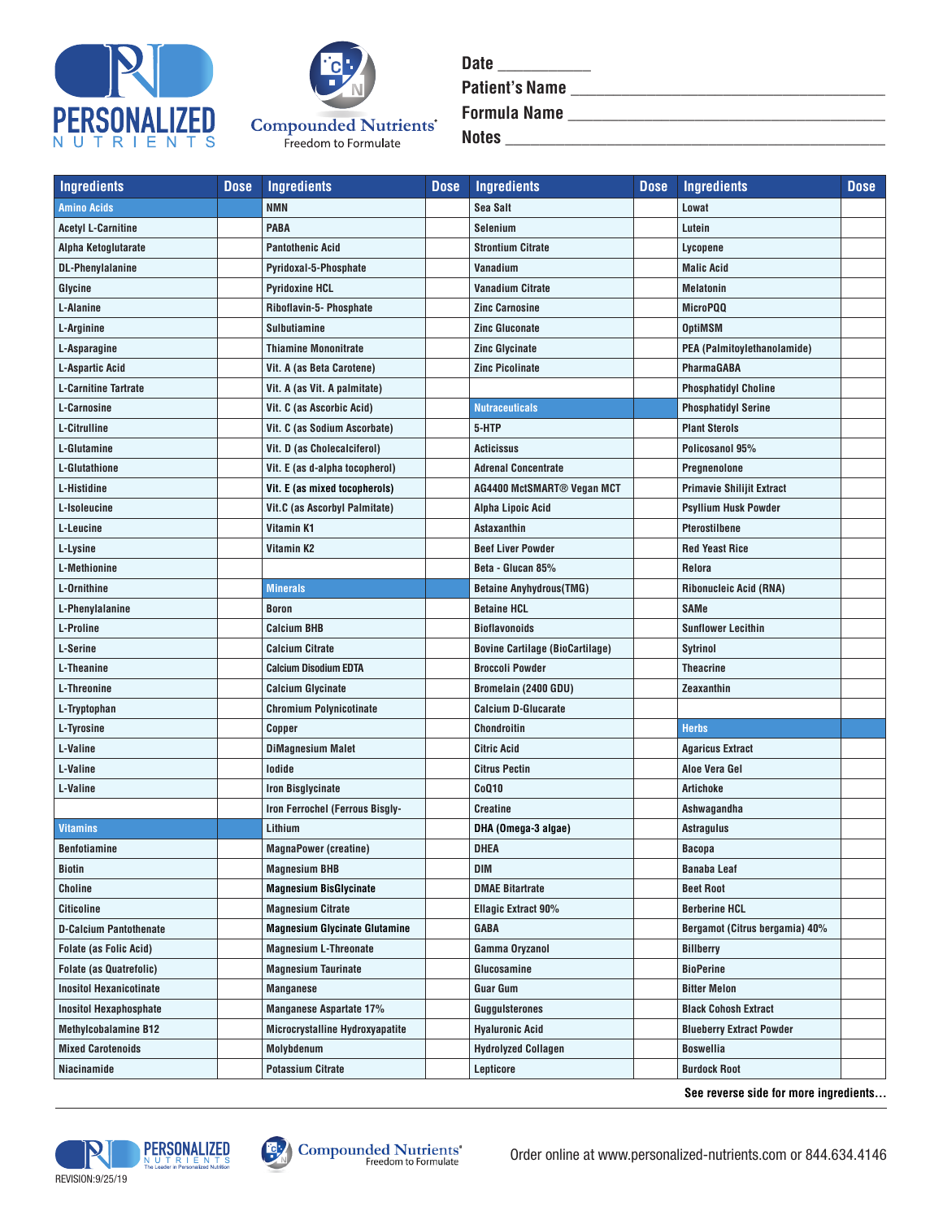PERSONALIZED NUTRIENTS

Compounded Nutrients®
Freedom to Formulate

**Date** ___________

**Patient's Name** ___________________________________

**Formula Name** ___________________________________

**Notes** ___________________________________________

| Ingredients | Dose | Ingredients | Dose | Ingredients | Dose | Ingredients | Dose |
|---|---|---|---|---|---|---|---|
| **Amino Acids** | | NMN | | Sea Salt | | Lowat | |
| Acetyl L-Carnitine | | PABA | | Selenium | | Lutein | |
| Alpha Ketoglutarate | | Pantothenic Acid | | Strontium Citrate | | Lycopene | |
| DL-Phenylalanine | | Pyridoxal-5-Phosphate | | Vanadium | | Malic Acid | |
| Glycine | | Pyridoxine HCL | | Vanadium Citrate | | Melatonin | |
| L-Alanine | | Riboflavin-5- Phosphate | | Zinc Carnosine | | MicroPQQ | |
| L-Arginine | | Sulbutiamine | | Zinc Gluconate | | OptiMSM | |
| L-Asparagine | | Thiamine Mononitrate | | Zinc Glycinate | | PEA (Palmitoylethanolamide) | |
| L-Aspartic Acid | | Vit. A (as Beta Carotene) | | Zinc Picolinate | | PharmaGABA | |
| L-Carnitine Tartrate | | Vit. A (as Vit. A palmitate) | | | | Phosphatidyl Choline | |
| L-Carnosine | | Vit. C (as Ascorbic Acid) | | **Nutraceuticals** | | Phosphatidyl Serine | |
| L-Citrulline | | Vit. C (as Sodium Ascorbate) | | 5-HTP | | Plant Sterols | |
| L-Glutamine | | Vit. D (as Cholecalciferol) | | Acticissus | | Policosanol 95% | |
| L-Glutathione | | Vit. E (as d-alpha tocopherol) | | Adrenal Concentrate | | Pregnenolone | |
| L-Histidine | | Vit. E (as mixed tocopherols) | | AG4400 MctSMART® Vegan MCT | | Primavie Shilijit Extract | |
| L-Isoleucine | | Vit.C (as Ascorbyl Palmitate) | | Alpha Lipoic Acid | | Psyllium Husk Powder | |
| L-Leucine | | Vitamin K1 | | Astaxanthin | | Pterostilbene | |
| L-Lysine | | Vitamin K2 | | Beef Liver Powder | | Red Yeast Rice | |
| L-Methionine | | | | Beta - Glucan 85% | | Relora | |
| L-Ornithine | | **Minerals** | | Betaine Anhydrous(TMG) | | Ribonucleic Acid (RNA) | |
| L-Phenylalanine | | Boron | | Betaine HCL | | SAMe | |
| L-Proline | | Calcium BHB | | Bioflavonoids | | Sunflower Lecithin | |
| L-Serine | | Calcium Citrate | | Bovine Cartilage (BioCartilage) | | Sytrinol | |
| L-Theanine | | Calcium Disodium EDTA | | Broccoli Powder | | Theacrine | |
| L-Threonine | | Calcium Glycinate | | Bromelain (2400 GDU) | | Zeaxanthin | |
| L-Tryptophan | | Chromium Polynicotinate | | Calcium D-Glucarate | | | |
| L-Tyrosine | | Copper | | Chondroitin | | **Herbs** | |
| L-Valine | | DiMagnesium Malet | | Citric Acid | | Agaricus Extract | |
| L-Valine | | Iodide | | Citrus Pectin | | Aloe Vera Gel | |
| L-Valine | | Iron Bisglycinate | | CoQ10 | | Artichoke | |
| | | Iron Ferrochel (Ferrous Bisgly- | | Creatine | | Ashwagandha | |
| **Vitamins** | | Lithium | | DHA (Omega-3 algae) | | Astragulus | |
| Benfotiamine | | MagnaPower (creatine) | | DHEA | | Bacopa | |
| Biotin | | Magnesium BHB | | DIM | | Banaba Leaf | |
| Choline | | Magnesium BisGlycinate | | DMAE Bitartrate | | Beet Root | |
| Citicoline | | Magnesium Citrate | | Ellagic Extract 90% | | Berberine HCL | |
| D-Calcium Pantothenate | | Magnesium Glycinate Glutamine | | GABA | | Bergamot (Citrus bergamia) 40% | |
| Folate (as Folic Acid) | | Magnesium L-Threonate | | Gamma Oryzanol | | Billberry | |
| Folate (as Quatrefolic) | | Magnesium Taurinate | | Glucosamine | | BioPerine | |
| Inositol Hexanicotinate | | Manganese | | Guar Gum | | Bitter Melon | |
| Inositol Hexaphosphate | | Manganese Aspartate 17% | | Guggulsterones | | Black Cohosh Extract | |
| Methylcobalamine B12 | | Microcrystalline Hydroxyapatite | | Hyaluronic Acid | | Blueberry Extract Powder | |
| Mixed Carotenoids | | Molybdenum | | Hydrolyzed Collagen | | Boswellia | |
| Niacinamide | | Potassium Citrate | | Lepticore | | Burdock Root | |

**See reverse side for more ingredients...**

PERSONALIZED NUTRIENTS — The Leader in Personalized Nutrition

Compounded Nutrients® Freedom to Formulate

REVISION:9/25/19

Order online at www.personalized-nutrients.com or 844.634.4146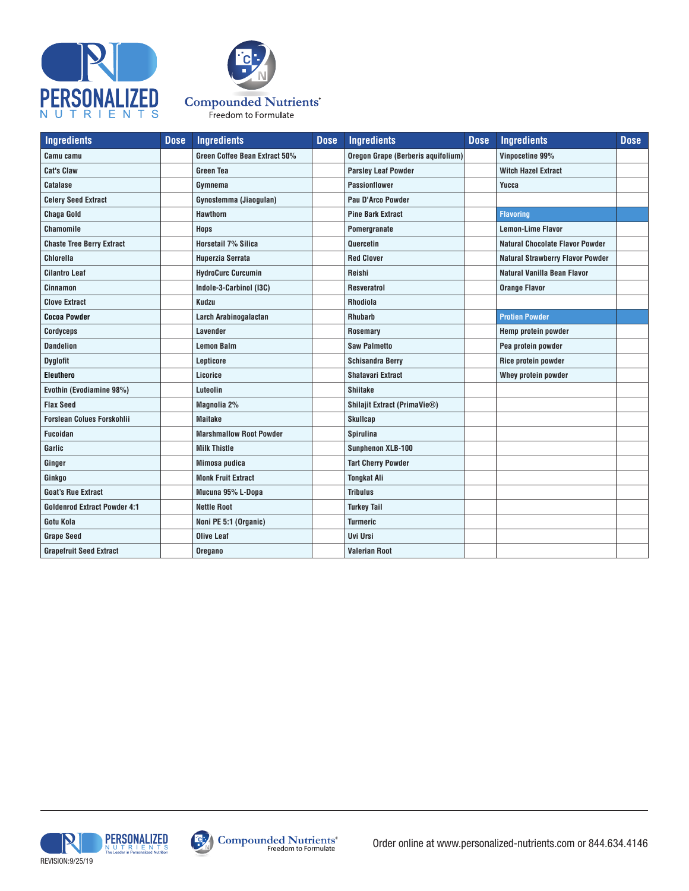| Ingredients | Dose | Ingredients | Dose | Ingredients | Dose | Ingredients | Dose |
|---|---|---|---|---|---|---|---|
| Camu camu | | Green Coffee Bean Extract 50% | | Oregon Grape (Berberis aquifolium) | | Vinpocetine 99% | |
| Cat's Claw | | Green Tea | | Parsley Leaf Powder | | Witch Hazel Extract | |
| Catalase | | Gymnema | | Passionflower | | Yucca | |
| Celery Seed Extract | | Gynostemma (Jiaogulan) | | Pau D'Arco Powder | | | |
| Chaga Gold | | Hawthorn | | Pine Bark Extract | | **Flavoring** | |
| Chamomile | | Hops | | Pomergranate | | Lemon-Lime Flavor | |
| Chaste Tree Berry Extract | | Horsetail 7% Silica | | Quercetin | | Natural Chocolate Flavor Powder | |
| Chlorella | | Huperzia Serrata | | Red Clover | | Natural Strawberry Flavor Powder | |
| Cilantro Leaf | | HydroCurc Curcumin | | Reishi | | Natural Vanilla Bean Flavor | |
| Cinnamon | | Indole-3-Carbinol (I3C) | | Resveratrol | | Orange Flavor | |
| Clove Extract | | Kudzu | | Rhodiola | | | |
| Cocoa Powder | | Larch Arabinogalactan | | Rhubarb | | **Protien Powder** | |
| Cordyceps | | Lavender | | Rosemary | | Hemp protein powder | |
| Dandelion | | Lemon Balm | | Saw Palmetto | | Pea protein powder | |
| Dyglofit | | Lepticore | | Schisandra Berry | | Rice protein powder | |
| Eleuthero | | Licorice | | Shatavari Extract | | Whey protein powder | |
| Evothin (Evodiamine 98%) | | Luteolin | | Shiitake | | | |
| Flax Seed | | Magnolia 2% | | Shilajit Extract (PrimaVie®) | | | |
| Forslean Colues Forskohlii | | Maitake | | Skullcap | | | |
| Fucoidan | | Marshmallow Root Powder | | Spirulina | | | |
| Garlic | | Milk Thistle | | Sunphenon XLB-100 | | | |
| Ginger | | Mimosa pudica | | Tart Cherry Powder | | | |
| Ginkgo | | Monk Fruit Extract | | Tongkat Ali | | | |
| Goat's Rue Extract | | Mucuna 95% L-Dopa | | Tribulus | | | |
| Goldenrod Extract Powder 4:1 | | Nettle Root | | Turkey Tail | | | |
| Gotu Kola | | Noni PE 5:1 (Organic) | | Turmeric | | | |
| Grape Seed | | Olive Leaf | | Uvi Ursi | | | |
| Grapefruit Seed Extract | | Oregano | | Valerian Root | | | |

REVISION:9/25/19

Order online at www.personalized-nutrients.com or 844.634.4146